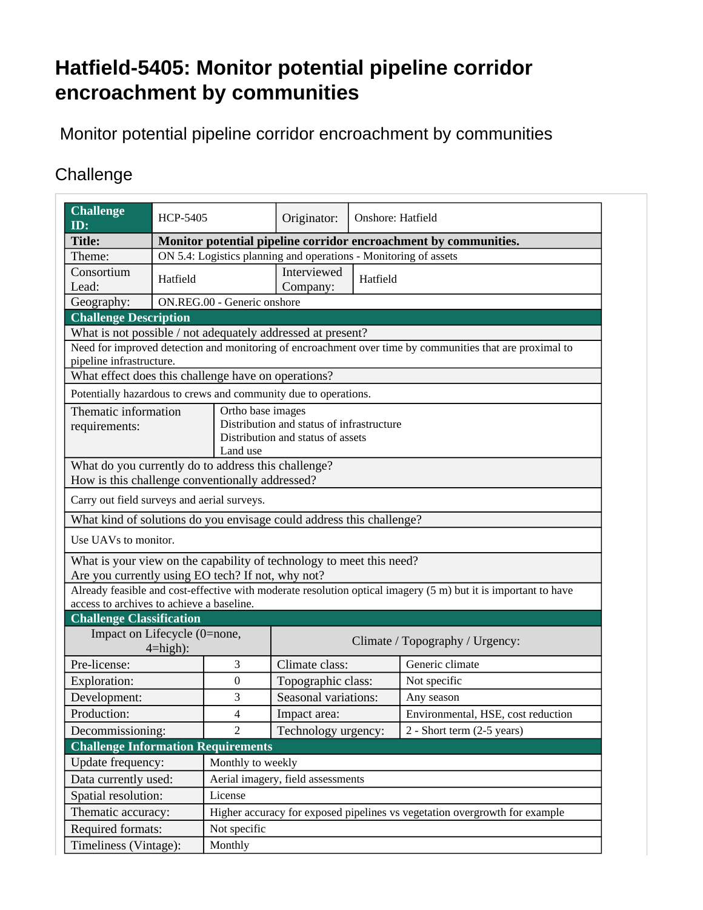# Hatfield-5405: Monitor potential pipeline corridor encroachment by communities

Monitor potential pipeline corridor encroachment by communities

## Challenge

| | | | |
|---|---|---|---|
| **Challenge ID:** | HCP-5405 | Originator: | Onshore: Hatfield |
| **Title:** | **Monitor potential pipeline corridor encroachment by communities.** | | |
| Theme: | ON 5.4: Logistics planning and operations - Monitoring of assets | | |
| Consortium Lead: | Hatfield | Interviewed Company: | Hatfield |
| Geography: | ON.REG.00 - Generic onshore | | |
| **Challenge Description** | | | |
| What is not possible / not adequately addressed at present? | | | |
| Need for improved detection and monitoring of encroachment over time by communities that are proximal to pipeline infrastructure. | | | |
| What effect does this challenge have on operations? | | | |
| Potentially hazardous to crews and community due to operations. | | | |
| Thematic information requirements: | Ortho base images<br>Distribution and status of infrastructure<br>Distribution and status of assets<br>Land use | | |
| What do you currently do to address this challenge?<br>How is this challenge conventionally addressed? | | | |
| Carry out field surveys and aerial surveys. | | | |
| What kind of solutions do you envisage could address this challenge? | | | |
| Use UAVs to monitor. | | | |
| What is your view on the capability of technology to meet this need?<br>Are you currently using EO tech? If not, why not? | | | |
| Already feasible and cost-effective with moderate resolution optical imagery (5 m) but it is important to have access to archives to achieve a baseline. | | | |
| **Challenge Classification** | | | |
| Impact on Lifecycle (0=none, 4=high): | | Climate / Topography / Urgency: | |
| Pre-license: | 3 | Climate class: | Generic climate |
| Exploration: | 0 | Topographic class: | Not specific |
| Development: | 3 | Seasonal variations: | Any season |
| Production: | 4 | Impact area: | Environmental, HSE, cost reduction |
| Decommissioning: | 2 | Technology urgency: | 2 - Short term (2-5 years) |
| **Challenge Information Requirements** | | | |
| Update frequency: | Monthly to weekly | | |
| Data currently used: | Aerial imagery, field assessments | | |
| Spatial resolution: | License | | |
| Thematic accuracy: | Higher accuracy for exposed pipelines vs vegetation overgrowth for example | | |
| Required formats: | Not specific | | |
| Timeliness (Vintage): | Monthly | | |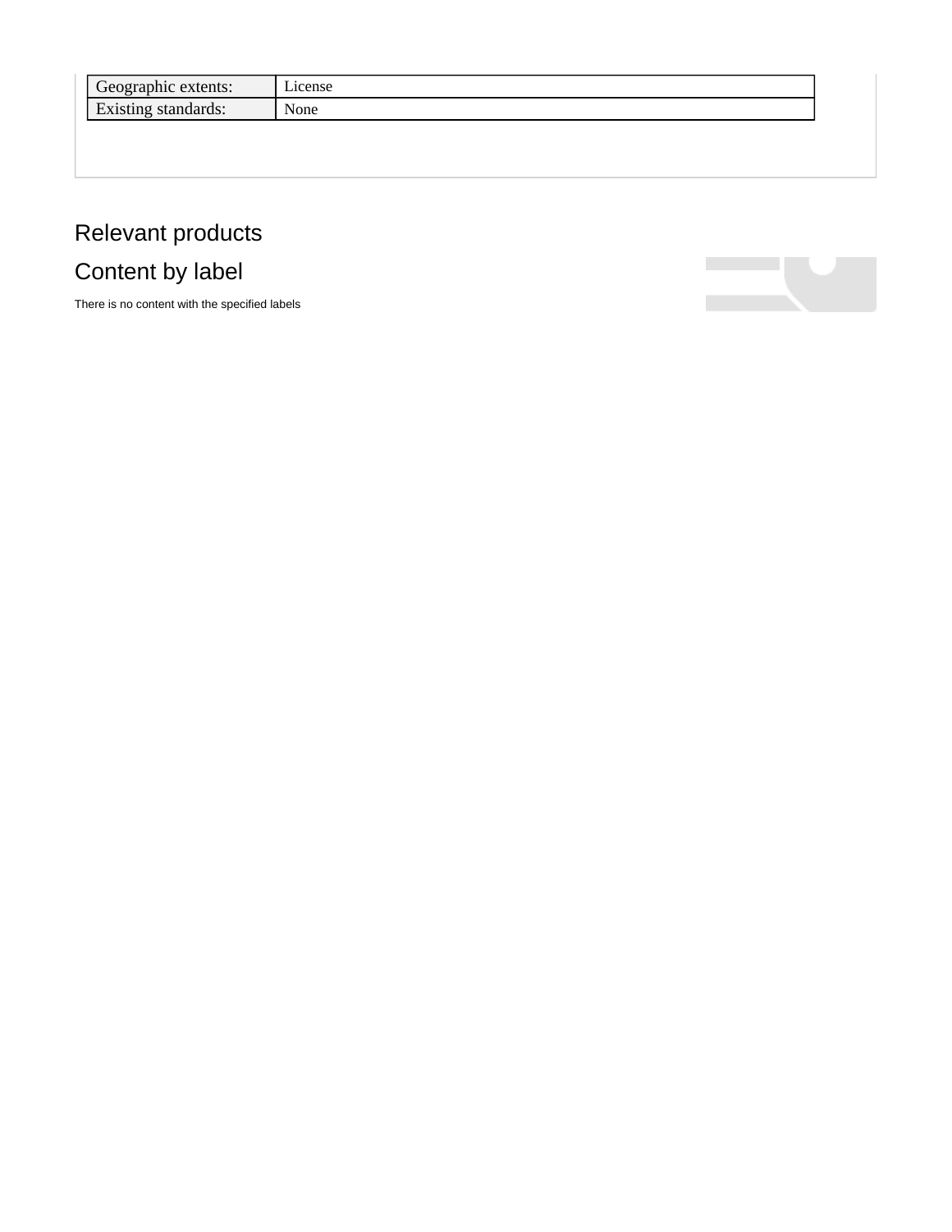| | |
|---|---|
| Geographic extents: | License |
| Existing standards: | None |

## Relevant products

## Content by label

There is no content with the specified labels